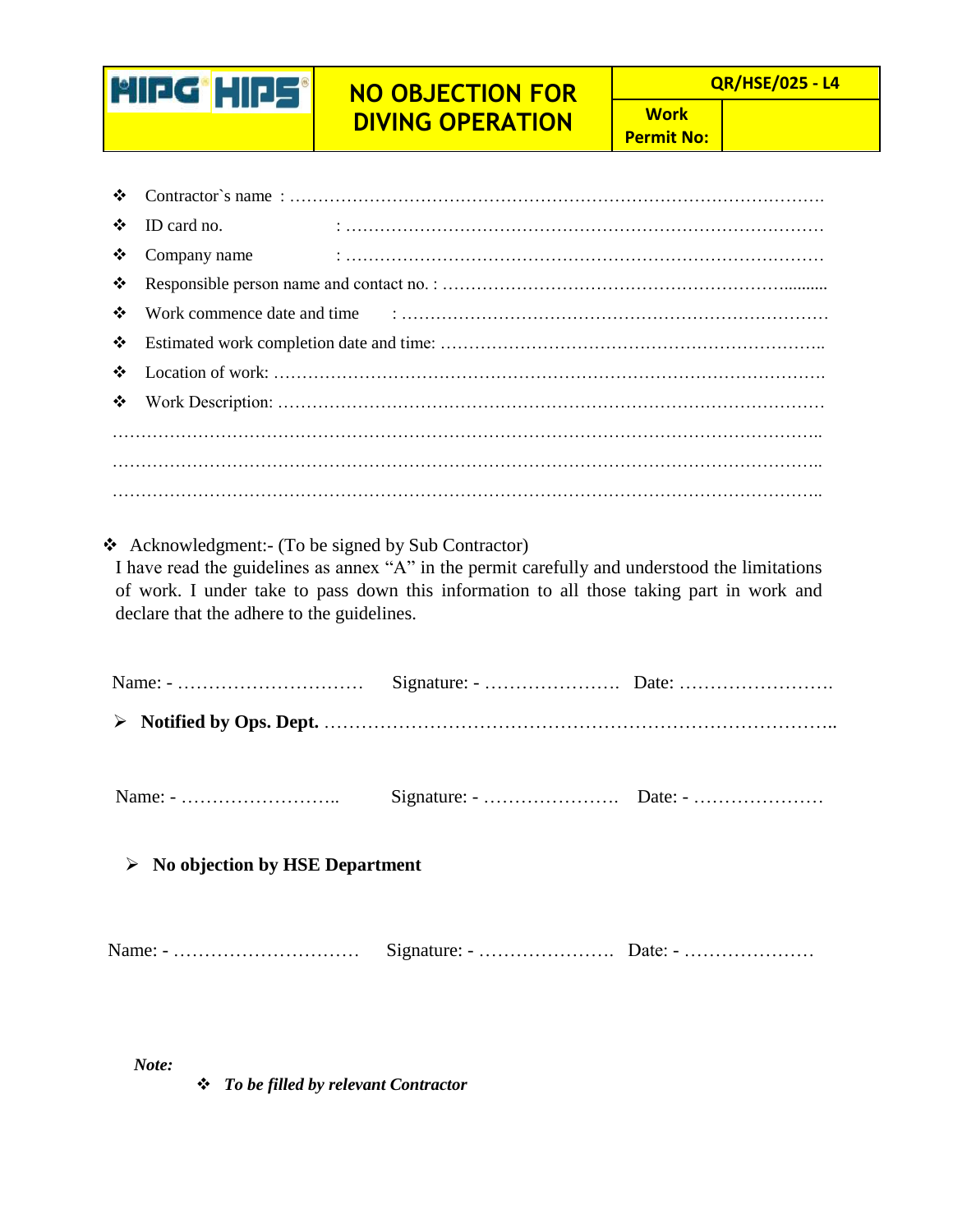| HIPG HIPS | NO OBJECTION FOR DIVING OPERATION | QR/HSE/025 - L4 | |
|---|---|---|---|
| | | **Work Permit No:** | |

- Contractor`s name : …………………………………………………………………………………….
- ID card no. : …………………………………………………………………………
- Company name : …………………………………………………………………………
- Responsible person name and contact no. : ………………………………………………………..........
- Work commence date and time : ………………………………………………………………….
- Estimated work completion date and time: …………………………………………………………..
- Location of work: ……………………………………………………………………………………….
- Work Description: ………………………………………………………………………………………

………………………………………………………………………………………………………………..

………………………………………………………………………………………………………………..

………………………………………………………………………………………………………………..

- Acknowledgment:- (To be signed by Sub Contractor)

I have read the guidelines as annex "A" in the permit carefully and understood the limitations of work. I under take to pass down this information to all those taking part in work and declare that the adhere to the guidelines.

Name: - …………………………  Signature: - ………………….  Date: …………………….

- **Notified by Ops. Dept.** ………………………………………………………………………..

Name: - ……………………..  Signature: - ………………….  Date: - …………………

- **No objection by HSE Department**

Name: - …………………………  Signature: - ………………….  Date: - …………………

***Note:***

- ***To be filled by relevant Contractor***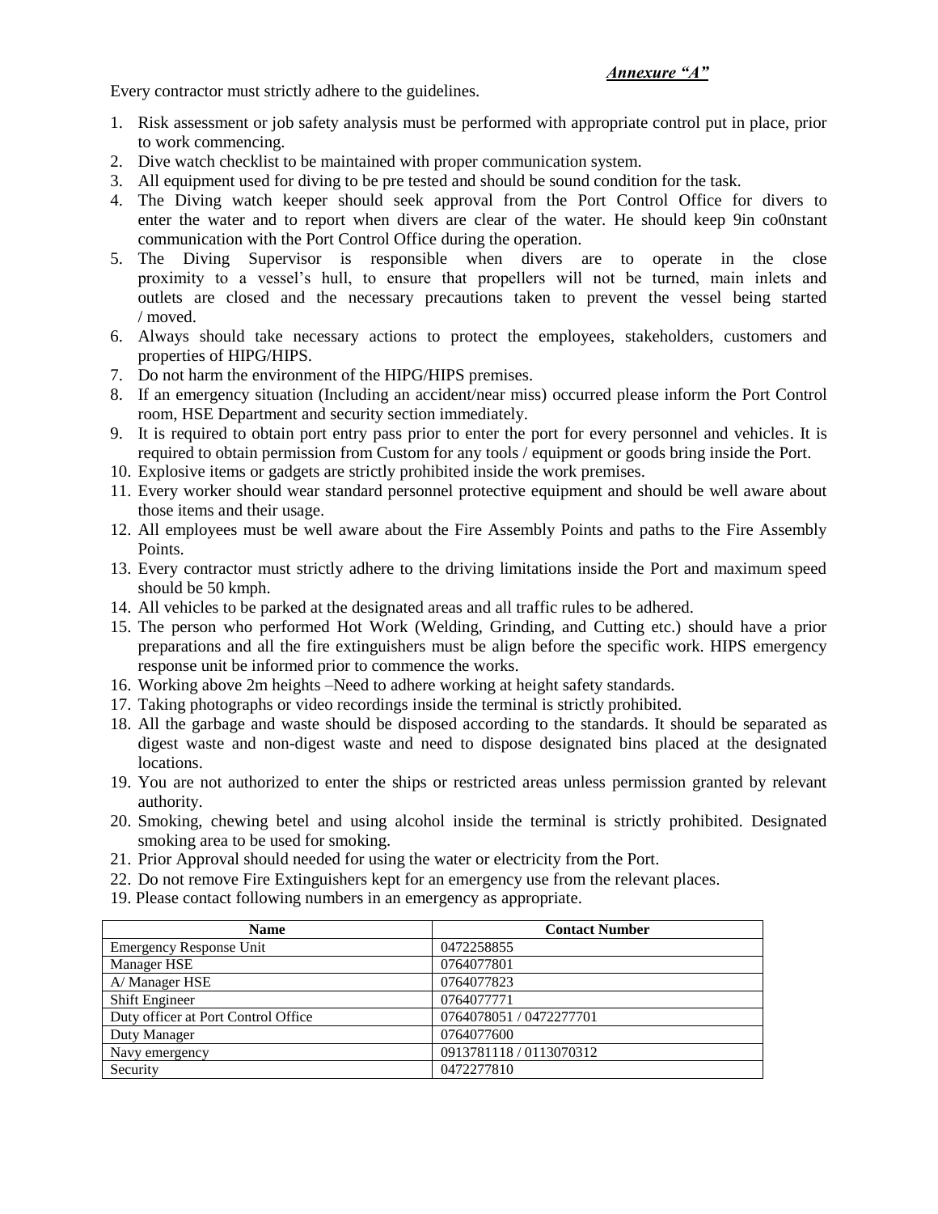***Annexure "A"***

Every contractor must strictly adhere to the guidelines.

1. Risk assessment or job safety analysis must be performed with appropriate control put in place, prior to work commencing.
2. Dive watch checklist to be maintained with proper communication system.
3. All equipment used for diving to be pre tested and should be sound condition for the task.
4. The Diving watch keeper should seek approval from the Port Control Office for divers to enter the water and to report when divers are clear of the water. He should keep 9in co0nstant communication with the Port Control Office during the operation.
5. The Diving Supervisor is responsible when divers are to operate in the close proximity to a vessel's hull, to ensure that propellers will not be turned, main inlets and outlets are closed and the necessary precautions taken to prevent the vessel being started / moved.
6. Always should take necessary actions to protect the employees, stakeholders, customers and properties of HIPG/HIPS.
7. Do not harm the environment of the HIPG/HIPS premises.
8. If an emergency situation (Including an accident/near miss) occurred please inform the Port Control room, HSE Department and security section immediately.
9. It is required to obtain port entry pass prior to enter the port for every personnel and vehicles. It is required to obtain permission from Custom for any tools / equipment or goods bring inside the Port.
10. Explosive items or gadgets are strictly prohibited inside the work premises.
11. Every worker should wear standard personnel protective equipment and should be well aware about those items and their usage.
12. All employees must be well aware about the Fire Assembly Points and paths to the Fire Assembly Points.
13. Every contractor must strictly adhere to the driving limitations inside the Port and maximum speed should be 50 kmph.
14. All vehicles to be parked at the designated areas and all traffic rules to be adhered.
15. The person who performed Hot Work (Welding, Grinding, and Cutting etc.) should have a prior preparations and all the fire extinguishers must be align before the specific work. HIPS emergency response unit be informed prior to commence the works.
16. Working above 2m heights –Need to adhere working at height safety standards.
17. Taking photographs or video recordings inside the terminal is strictly prohibited.
18. All the garbage and waste should be disposed according to the standards. It should be separated as digest waste and non-digest waste and need to dispose designated bins placed at the designated locations.
19. You are not authorized to enter the ships or restricted areas unless permission granted by relevant authority.
20. Smoking, chewing betel and using alcohol inside the terminal is strictly prohibited. Designated smoking area to be used for smoking.
21. Prior Approval should needed for using the water or electricity from the Port.
22. Do not remove Fire Extinguishers kept for an emergency use from the relevant places.

19. Please contact following numbers in an emergency as appropriate.

| Name | Contact Number |
|---|---|
| Emergency Response Unit | 0472258855 |
| Manager HSE | 0764077801 |
| A/ Manager HSE | 0764077823 |
| Shift Engineer | 0764077771 |
| Duty officer at Port Control Office | 0764078051 / 0472277701 |
| Duty Manager | 0764077600 |
| Navy emergency | 0913781118 / 0113070312 |
| Security | 0472277810 |